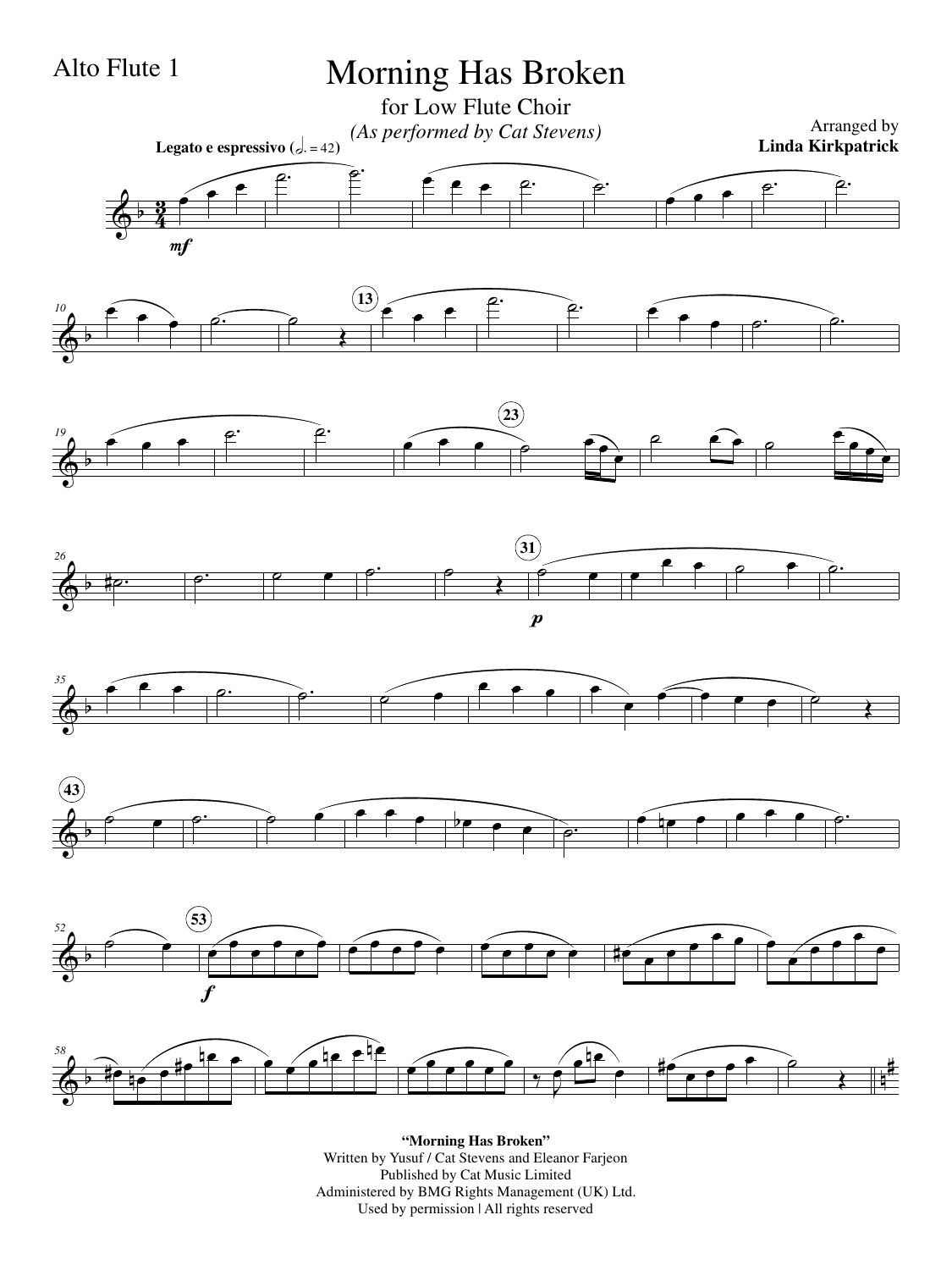Alto Flute 1

# Morning Has Broken

for Low Flute Choir

*(As performed by Cat Stevens)*

Arranged by
**Linda Kirkpatrick**

**Legato e espressivo** (♩. = 42)

**"Morning Has Broken"**
Written by Yusuf / Cat Stevens and Eleanor Farjeon
Published by Cat Music Limited
Administered by BMG Rights Management (UK) Ltd.
Used by permission | All rights reserved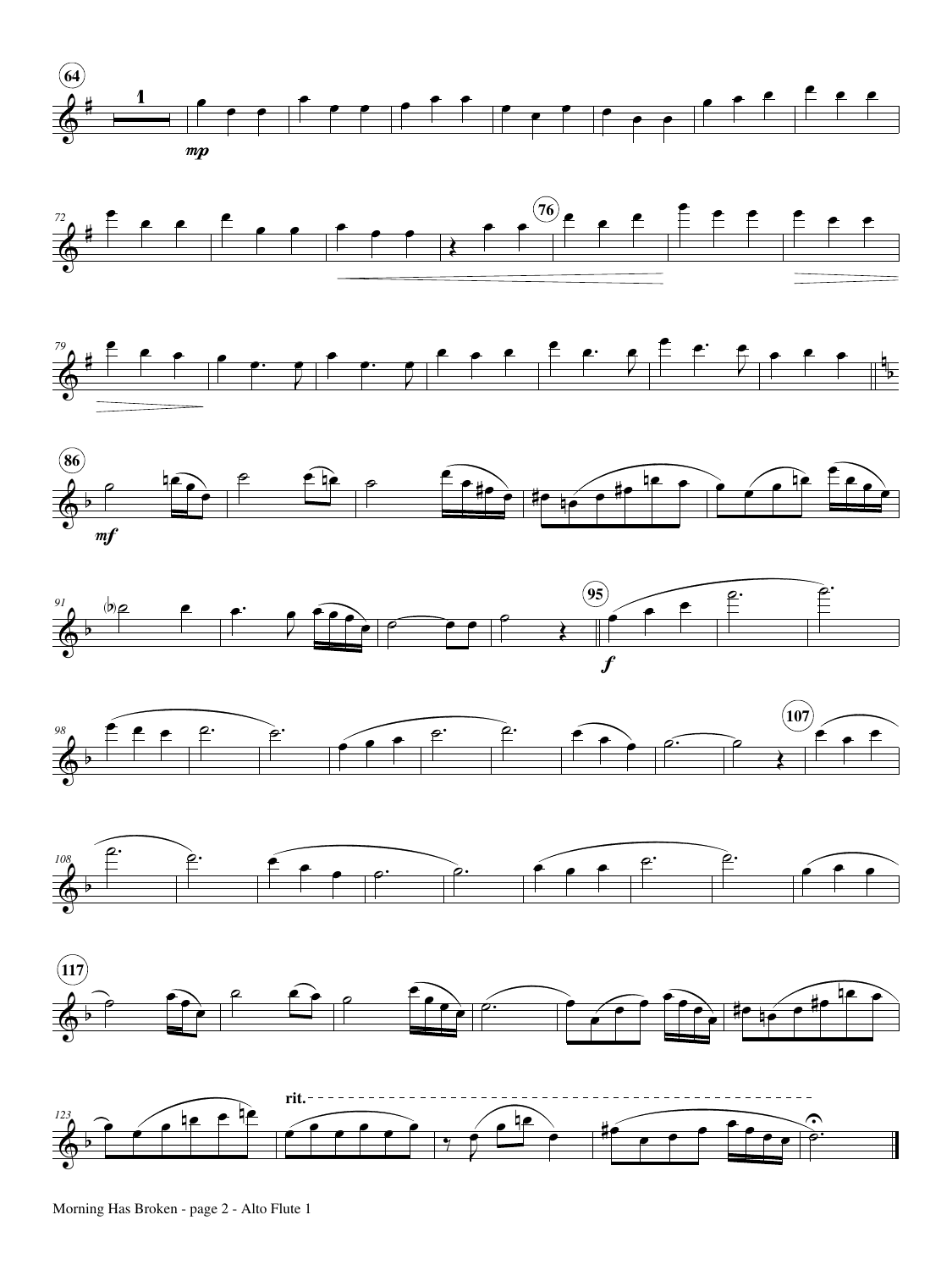64

1

*mp*

72

76

79

86

*mf*

91

95

*f*

98

107

108

117

123

rit.

Morning Has Broken - page 2 - Alto Flute 1